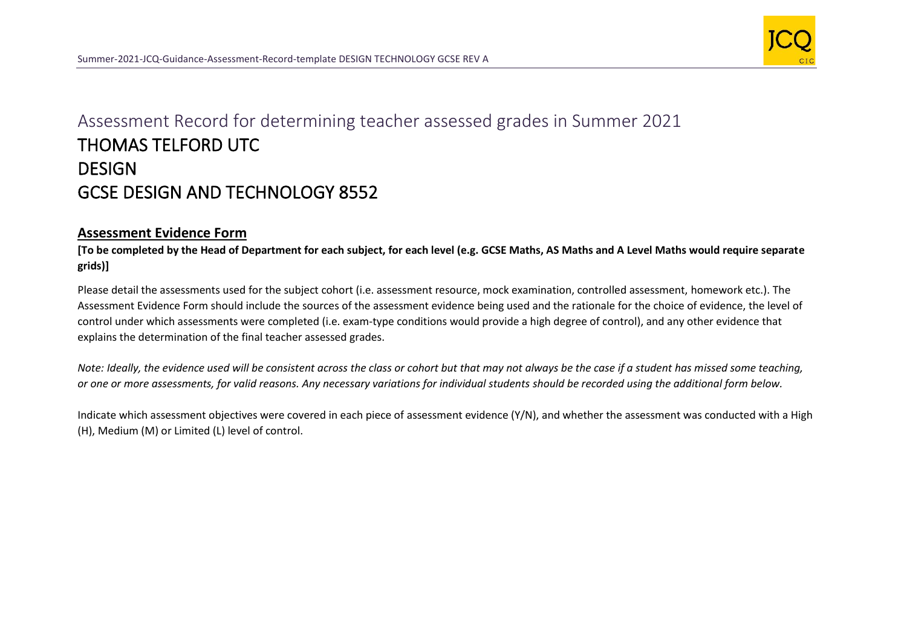# Assessment Record for determining teacher assessed grades in Summer 2021

## THOMAS TELFORD UTC

## DESIGN

## GCSE DESIGN AND TECHNOLOGY 8552

### Assessment Evidence Form

**[To be completed by the Head of Department for each subject, for each level (e.g. GCSE Maths, AS Maths and A Level Maths would require separate grids)]**

Please detail the assessments used for the subject cohort (i.e. assessment resource, mock examination, controlled assessment, homework etc.). The Assessment Evidence Form should include the sources of the assessment evidence being used and the rationale for the choice of evidence, the level of control under which assessments were completed (i.e. exam-type conditions would provide a high degree of control), and any other evidence that explains the determination of the final teacher assessed grades.

*Note: Ideally, the evidence used will be consistent across the class or cohort but that may not always be the case if a student has missed some teaching, or one or more assessments, for valid reasons. Any necessary variations for individual students should be recorded using the additional form below.*

Indicate which assessment objectives were covered in each piece of assessment evidence (Y/N), and whether the assessment was conducted with a High (H), Medium (M) or Limited (L) level of control.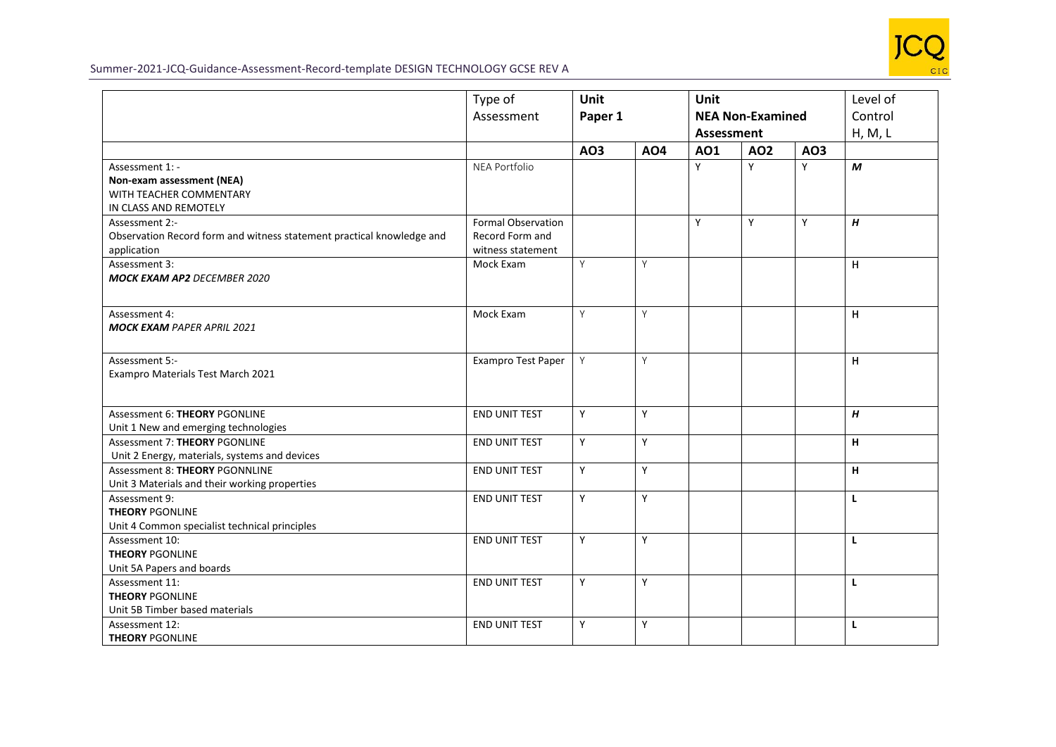| | Type of Assessment | Unit Paper 1 | | Unit NEA Non-Examined Assessment | | | Level of Control H, M, L |
|---|---|---|---|---|---|---|---|
| | | **AO3** | **AO4** | **AO1** | **AO2** | **AO3** | |
| Assessment 1: - **Non-exam assessment (NEA)** WITH TEACHER COMMENTARY IN CLASS AND REMOTELY | NEA Portfolio | | | Y | Y | Y | ***M*** |
| Assessment 2:- Observation Record form and witness statement practical knowledge and application | Formal Observation Record Form and witness statement | | | Y | Y | Y | ***H*** |
| Assessment 3: ***MOCK EXAM AP2*** *DECEMBER 2020* | Mock Exam | Y | Y | | | | H |
| Assessment 4: ***MOCK EXAM*** *PAPER APRIL 2021* | Mock Exam | Y | Y | | | | H |
| Assessment 5:- Exampro Materials Test March 2021 | Exampro Test Paper | Y | Y | | | | H |
| Assessment 6: **THEORY** PGONLINE Unit 1 New and emerging technologies | END UNIT TEST | Y | Y | | | | ***H*** |
| Assessment 7: **THEORY** PGONLINE Unit 2 Energy, materials, systems and devices | END UNIT TEST | Y | Y | | | | **H** |
| Assessment 8: **THEORY** PGONNLINE Unit 3 Materials and their working properties | END UNIT TEST | Y | Y | | | | **H** |
| Assessment 9: **THEORY** PGONLINE Unit 4 Common specialist technical principles | END UNIT TEST | Y | Y | | | | **L** |
| Assessment 10: **THEORY** PGONLINE Unit 5A Papers and boards | END UNIT TEST | Y | Y | | | | **L** |
| Assessment 11: **THEORY** PGONLINE Unit 5B Timber based materials | END UNIT TEST | Y | Y | | | | **L** |
| Assessment 12: **THEORY** PGONLINE | END UNIT TEST | Y | Y | | | | **L** |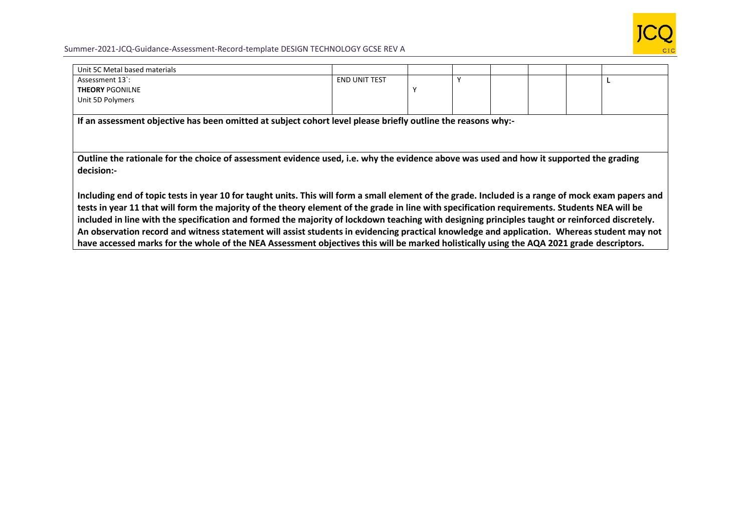| | | | | | | | |
|---|---|---|---|---|---|---|---|
| Unit 5C Metal based materials | | | | | | | |
| Assessment 13`:<br>**THEORY** PGONILNE<br>Unit 5D Polymers | END UNIT TEST | Y | Y | | | | L |

**If an assessment objective has been omitted at subject cohort level please briefly outline the reasons why:-**

**Outline the rationale for the choice of assessment evidence used, i.e. why the evidence above was used and how it supported the grading decision:-**

**Including end of topic tests in year 10 for taught units. This will form a small element of the grade. Included is a range of mock exam papers and tests in year 11 that will form the majority of the theory element of the grade in line with specification requirements. Students NEA will be included in line with the specification and formed the majority of lockdown teaching with designing principles taught or reinforced discretely. An observation record and witness statement will assist students in evidencing practical knowledge and application. Whereas student may not have accessed marks for the whole of the NEA Assessment objectives this will be marked holistically using the AQA 2021 grade descriptors.**